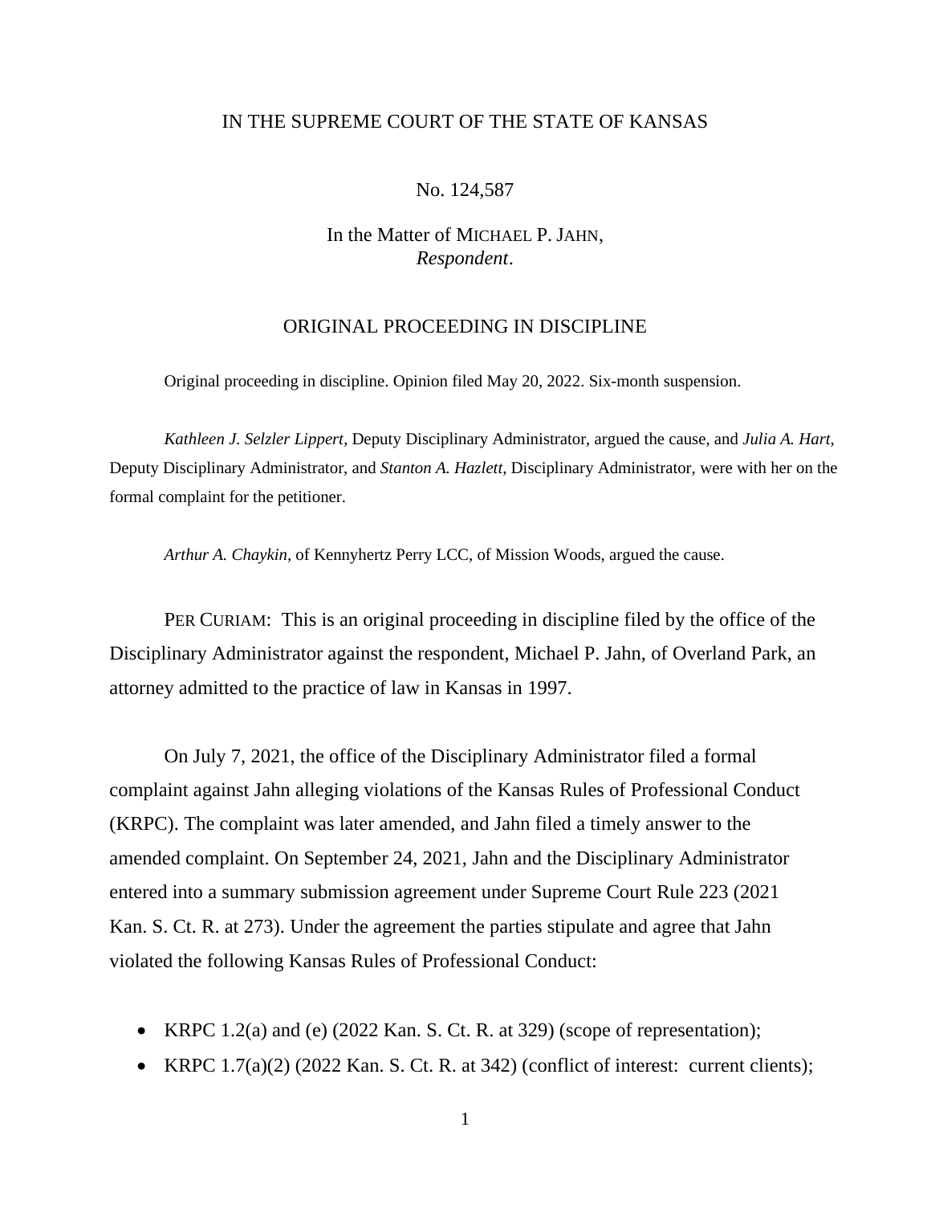IN THE SUPREME COURT OF THE STATE OF KANSAS

No. 124,587

In the Matter of MICHAEL P. JAHN,
*Respondent*.

ORIGINAL PROCEEDING IN DISCIPLINE

Original proceeding in discipline. Opinion filed May 20, 2022. Six-month suspension.

*Kathleen J. Selzler Lippert*, Deputy Disciplinary Administrator, argued the cause, and *Julia A. Hart*, Deputy Disciplinary Administrator, and *Stanton A. Hazlett*, Disciplinary Administrator, were with her on the formal complaint for the petitioner.

*Arthur A. Chaykin*, of Kennyhertz Perry LCC, of Mission Woods, argued the cause.

PER CURIAM: This is an original proceeding in discipline filed by the office of the Disciplinary Administrator against the respondent, Michael P. Jahn, of Overland Park, an attorney admitted to the practice of law in Kansas in 1997.

On July 7, 2021, the office of the Disciplinary Administrator filed a formal complaint against Jahn alleging violations of the Kansas Rules of Professional Conduct (KRPC). The complaint was later amended, and Jahn filed a timely answer to the amended complaint. On September 24, 2021, Jahn and the Disciplinary Administrator entered into a summary submission agreement under Supreme Court Rule 223 (2021 Kan. S. Ct. R. at 273). Under the agreement the parties stipulate and agree that Jahn violated the following Kansas Rules of Professional Conduct:

- KRPC 1.2(a) and (e) (2022 Kan. S. Ct. R. at 329) (scope of representation);
- KRPC 1.7(a)(2) (2022 Kan. S. Ct. R. at 342) (conflict of interest: current clients);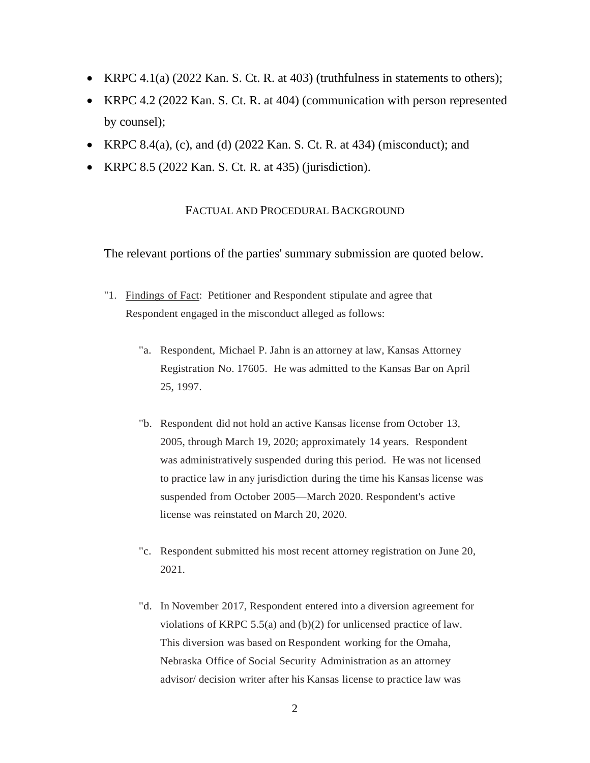- KRPC 4.1(a) (2022 Kan. S. Ct. R. at 403) (truthfulness in statements to others);
- KRPC 4.2 (2022 Kan. S. Ct. R. at 404) (communication with person represented by counsel);
- KRPC 8.4(a), (c), and (d) (2022 Kan. S. Ct. R. at 434) (misconduct); and
- KRPC 8.5 (2022 Kan. S. Ct. R. at 435) (jurisdiction).

## FACTUAL AND PROCEDURAL BACKGROUND

The relevant portions of the parties' summary submission are quoted below.

"1. Findings of Fact: Petitioner and Respondent stipulate and agree that Respondent engaged in the misconduct alleged as follows:

"a. Respondent, Michael P. Jahn is an attorney at law, Kansas Attorney Registration No. 17605. He was admitted to the Kansas Bar on April 25, 1997.

"b. Respondent did not hold an active Kansas license from October 13, 2005, through March 19, 2020; approximately 14 years. Respondent was administratively suspended during this period. He was not licensed to practice law in any jurisdiction during the time his Kansas license was suspended from October 2005—March 2020. Respondent's active license was reinstated on March 20, 2020.

"c. Respondent submitted his most recent attorney registration on June 20, 2021.

"d. In November 2017, Respondent entered into a diversion agreement for violations of KRPC 5.5(a) and (b)(2) for unlicensed practice of law. This diversion was based on Respondent working for the Omaha, Nebraska Office of Social Security Administration as an attorney advisor/ decision writer after his Kansas license to practice law was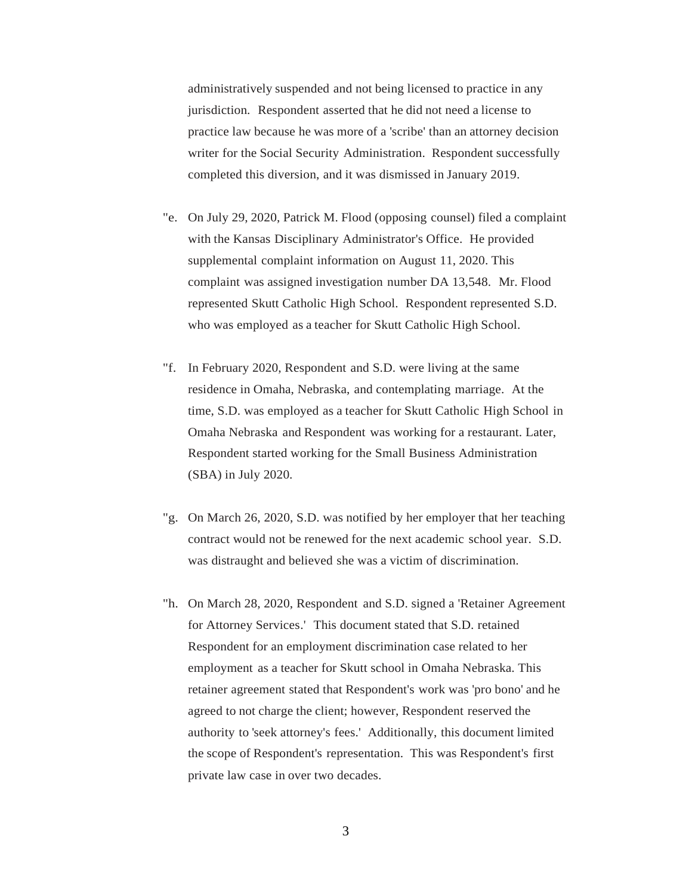administratively suspended and not being licensed to practice in any jurisdiction. Respondent asserted that he did not need a license to practice law because he was more of a 'scribe' than an attorney decision writer for the Social Security Administration. Respondent successfully completed this diversion, and it was dismissed in January 2019.

"e. On July 29, 2020, Patrick M. Flood (opposing counsel) filed a complaint with the Kansas Disciplinary Administrator's Office. He provided supplemental complaint information on August 11, 2020. This complaint was assigned investigation number DA 13,548. Mr. Flood represented Skutt Catholic High School. Respondent represented S.D. who was employed as a teacher for Skutt Catholic High School.

"f. In February 2020, Respondent and S.D. were living at the same residence in Omaha, Nebraska, and contemplating marriage. At the time, S.D. was employed as a teacher for Skutt Catholic High School in Omaha Nebraska and Respondent was working for a restaurant. Later, Respondent started working for the Small Business Administration (SBA) in July 2020.

"g. On March 26, 2020, S.D. was notified by her employer that her teaching contract would not be renewed for the next academic school year. S.D. was distraught and believed she was a victim of discrimination.

"h. On March 28, 2020, Respondent and S.D. signed a 'Retainer Agreement for Attorney Services.' This document stated that S.D. retained Respondent for an employment discrimination case related to her employment as a teacher for Skutt school in Omaha Nebraska. This retainer agreement stated that Respondent's work was 'pro bono' and he agreed to not charge the client; however, Respondent reserved the authority to 'seek attorney's fees.' Additionally, this document limited the scope of Respondent's representation. This was Respondent's first private law case in over two decades.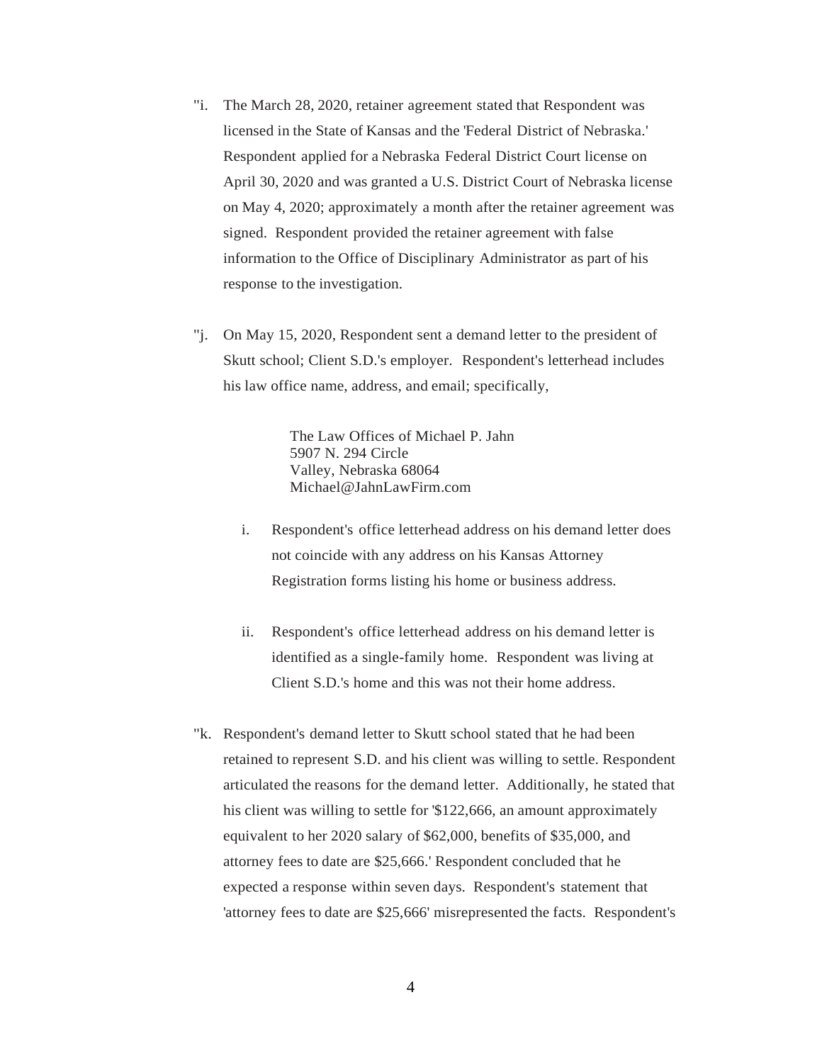"i. The March 28, 2020, retainer agreement stated that Respondent was licensed in the State of Kansas and the 'Federal District of Nebraska.' Respondent applied for a Nebraska Federal District Court license on April 30, 2020 and was granted a U.S. District Court of Nebraska license on May 4, 2020; approximately a month after the retainer agreement was signed. Respondent provided the retainer agreement with false information to the Office of Disciplinary Administrator as part of his response to the investigation.

"j. On May 15, 2020, Respondent sent a demand letter to the president of Skutt school; Client S.D.'s employer. Respondent's letterhead includes his law office name, address, and email; specifically,

> The Law Offices of Michael P. Jahn
> 5907 N. 294 Circle
> Valley, Nebraska 68064
> Michael@JahnLawFirm.com

i. Respondent's office letterhead address on his demand letter does not coincide with any address on his Kansas Attorney Registration forms listing his home or business address.

ii. Respondent's office letterhead address on his demand letter is identified as a single-family home. Respondent was living at Client S.D.'s home and this was not their home address.

"k. Respondent's demand letter to Skutt school stated that he had been retained to represent S.D. and his client was willing to settle. Respondent articulated the reasons for the demand letter. Additionally, he stated that his client was willing to settle for '$122,666, an amount approximately equivalent to her 2020 salary of $62,000, benefits of $35,000, and attorney fees to date are $25,666.' Respondent concluded that he expected a response within seven days. Respondent's statement that 'attorney fees to date are $25,666' misrepresented the facts. Respondent's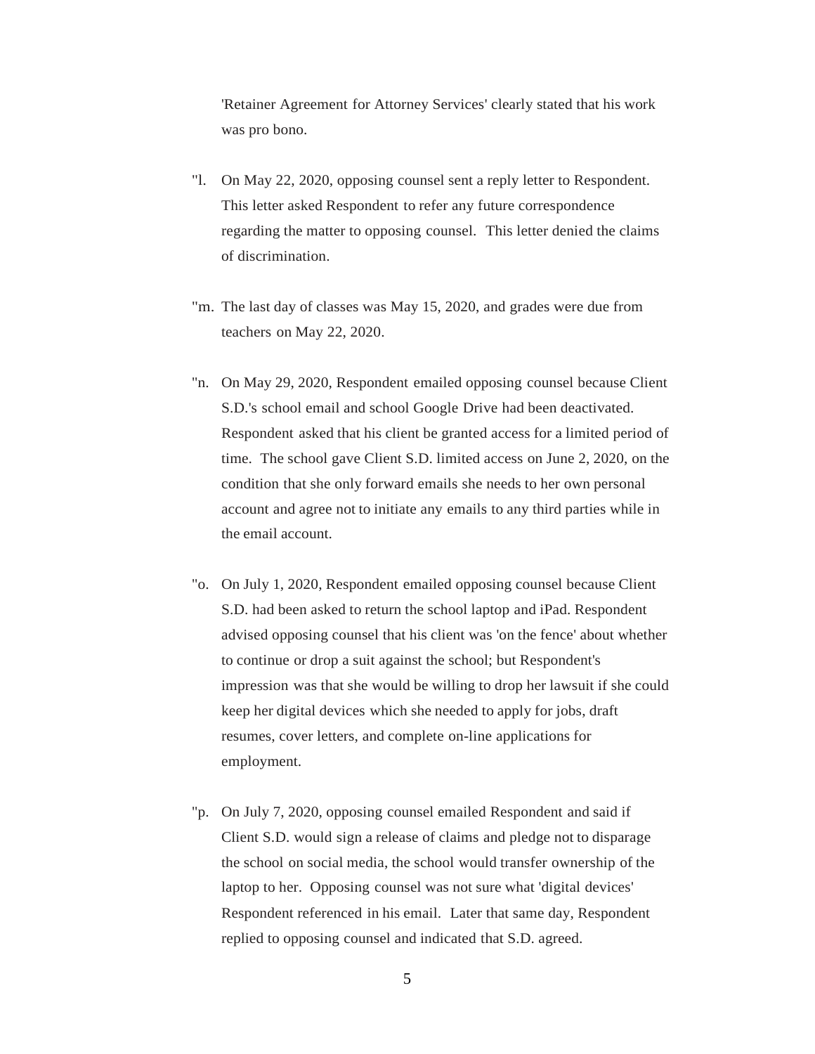'Retainer Agreement for Attorney Services' clearly stated that his work was pro bono.

"l. On May 22, 2020, opposing counsel sent a reply letter to Respondent. This letter asked Respondent to refer any future correspondence regarding the matter to opposing counsel. This letter denied the claims of discrimination.

"m. The last day of classes was May 15, 2020, and grades were due from teachers on May 22, 2020.

"n. On May 29, 2020, Respondent emailed opposing counsel because Client S.D.'s school email and school Google Drive had been deactivated. Respondent asked that his client be granted access for a limited period of time. The school gave Client S.D. limited access on June 2, 2020, on the condition that she only forward emails she needs to her own personal account and agree not to initiate any emails to any third parties while in the email account.

"o. On July 1, 2020, Respondent emailed opposing counsel because Client S.D. had been asked to return the school laptop and iPad. Respondent advised opposing counsel that his client was 'on the fence' about whether to continue or drop a suit against the school; but Respondent's impression was that she would be willing to drop her lawsuit if she could keep her digital devices which she needed to apply for jobs, draft resumes, cover letters, and complete on-line applications for employment.

"p. On July 7, 2020, opposing counsel emailed Respondent and said if Client S.D. would sign a release of claims and pledge not to disparage the school on social media, the school would transfer ownership of the laptop to her. Opposing counsel was not sure what 'digital devices' Respondent referenced in his email. Later that same day, Respondent replied to opposing counsel and indicated that S.D. agreed.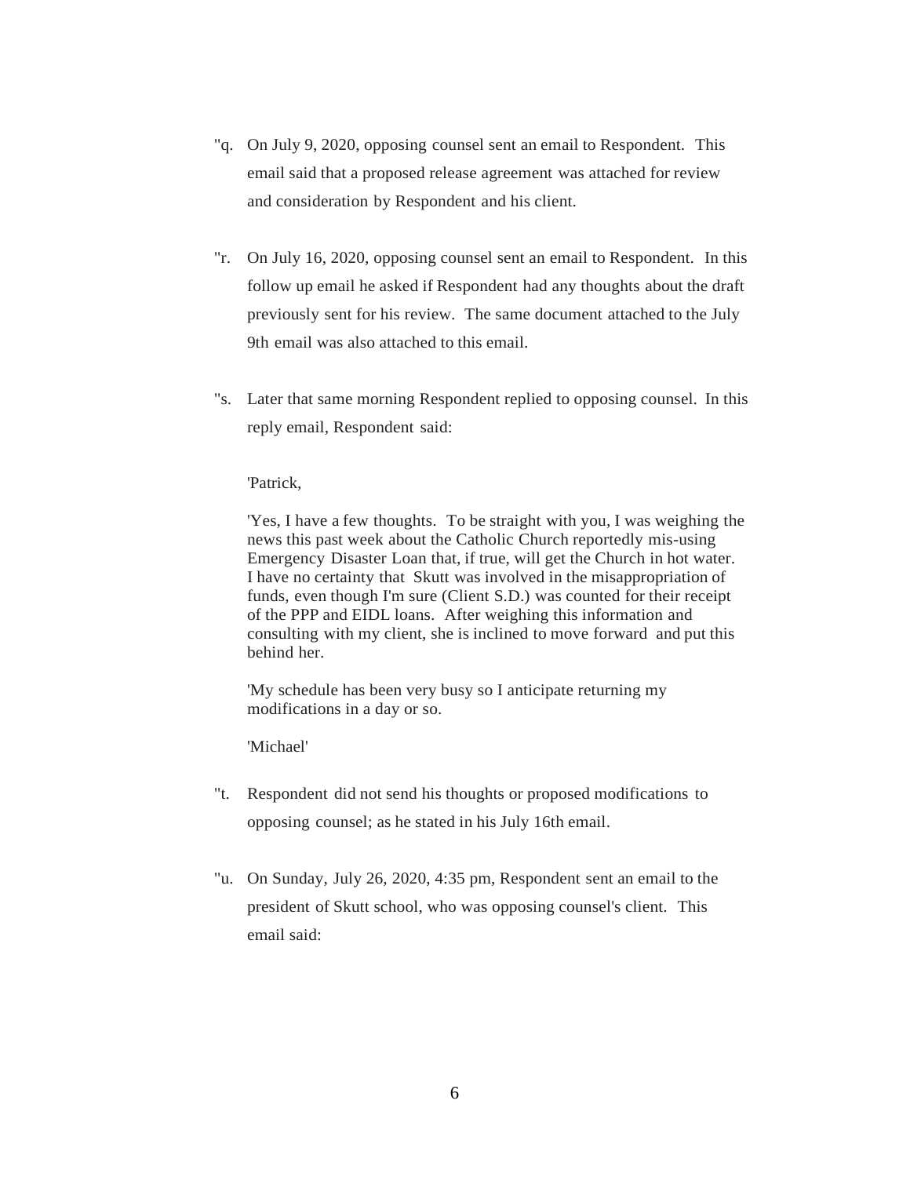"q. On July 9, 2020, opposing counsel sent an email to Respondent. This email said that a proposed release agreement was attached for review and consideration by Respondent and his client.

"r. On July 16, 2020, opposing counsel sent an email to Respondent. In this follow up email he asked if Respondent had any thoughts about the draft previously sent for his review. The same document attached to the July 9th email was also attached to this email.

"s. Later that same morning Respondent replied to opposing counsel. In this reply email, Respondent said:

> 'Patrick,
>
> 'Yes, I have a few thoughts. To be straight with you, I was weighing the news this past week about the Catholic Church reportedly mis-using Emergency Disaster Loan that, if true, will get the Church in hot water. I have no certainty that Skutt was involved in the misappropriation of funds, even though I'm sure (Client S.D.) was counted for their receipt of the PPP and EIDL loans. After weighing this information and consulting with my client, she is inclined to move forward and put this behind her.
>
> 'My schedule has been very busy so I anticipate returning my modifications in a day or so.
>
> 'Michael'

"t. Respondent did not send his thoughts or proposed modifications to opposing counsel; as he stated in his July 16th email.

"u. On Sunday, July 26, 2020, 4:35 pm, Respondent sent an email to the president of Skutt school, who was opposing counsel's client. This email said: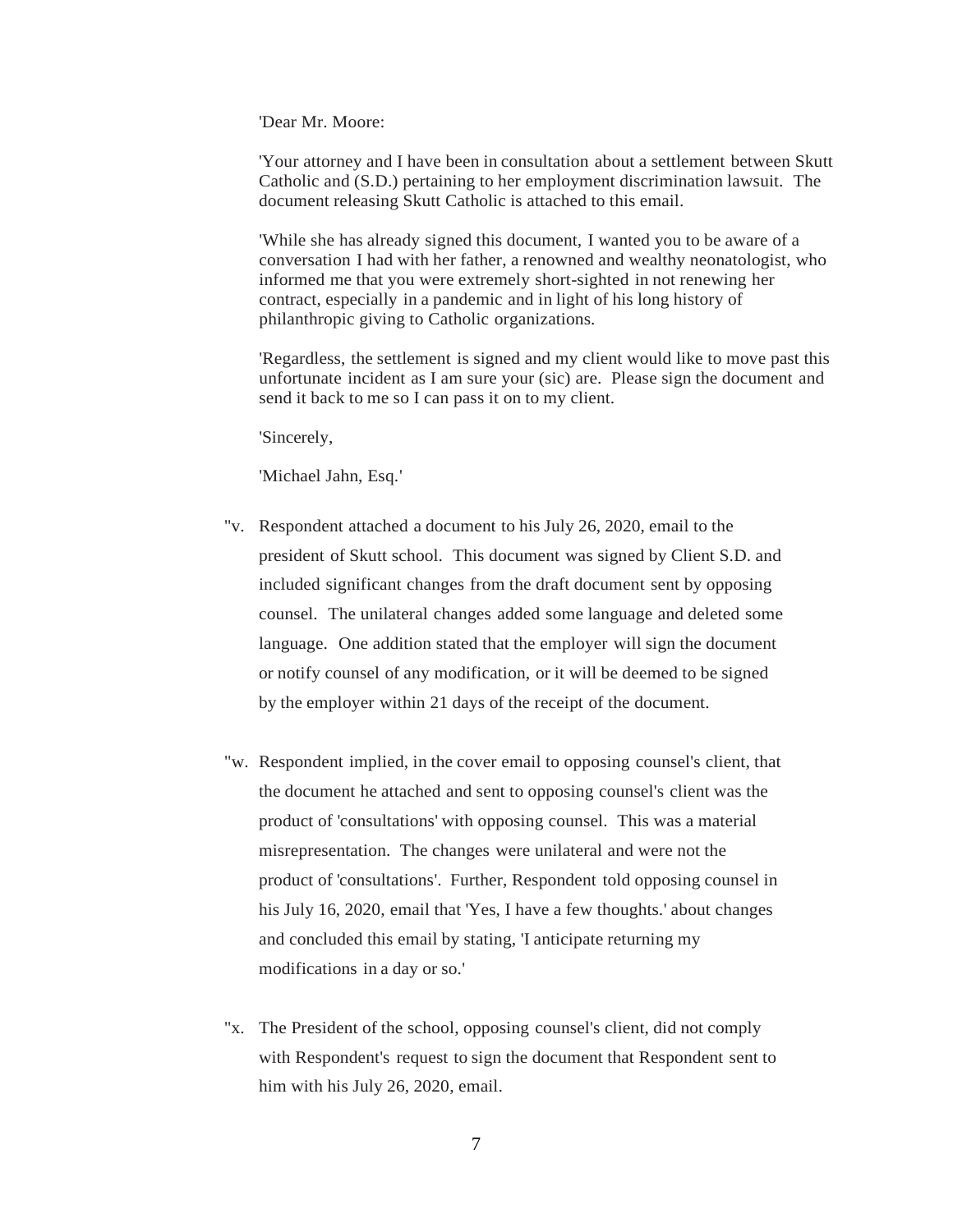'Dear Mr. Moore:

'Your attorney and I have been in consultation about a settlement between Skutt Catholic and (S.D.) pertaining to her employment discrimination lawsuit. The document releasing Skutt Catholic is attached to this email.

'While she has already signed this document, I wanted you to be aware of a conversation I had with her father, a renowned and wealthy neonatologist, who informed me that you were extremely short-sighted in not renewing her contract, especially in a pandemic and in light of his long history of philanthropic giving to Catholic organizations.

'Regardless, the settlement is signed and my client would like to move past this unfortunate incident as I am sure your (sic) are. Please sign the document and send it back to me so I can pass it on to my client.

'Sincerely,

'Michael Jahn, Esq.'

"v. Respondent attached a document to his July 26, 2020, email to the president of Skutt school. This document was signed by Client S.D. and included significant changes from the draft document sent by opposing counsel. The unilateral changes added some language and deleted some language. One addition stated that the employer will sign the document or notify counsel of any modification, or it will be deemed to be signed by the employer within 21 days of the receipt of the document.

"w. Respondent implied, in the cover email to opposing counsel's client, that the document he attached and sent to opposing counsel's client was the product of 'consultations' with opposing counsel. This was a material misrepresentation. The changes were unilateral and were not the product of 'consultations'. Further, Respondent told opposing counsel in his July 16, 2020, email that 'Yes, I have a few thoughts.' about changes and concluded this email by stating, 'I anticipate returning my modifications in a day or so.'

"x. The President of the school, opposing counsel's client, did not comply with Respondent's request to sign the document that Respondent sent to him with his July 26, 2020, email.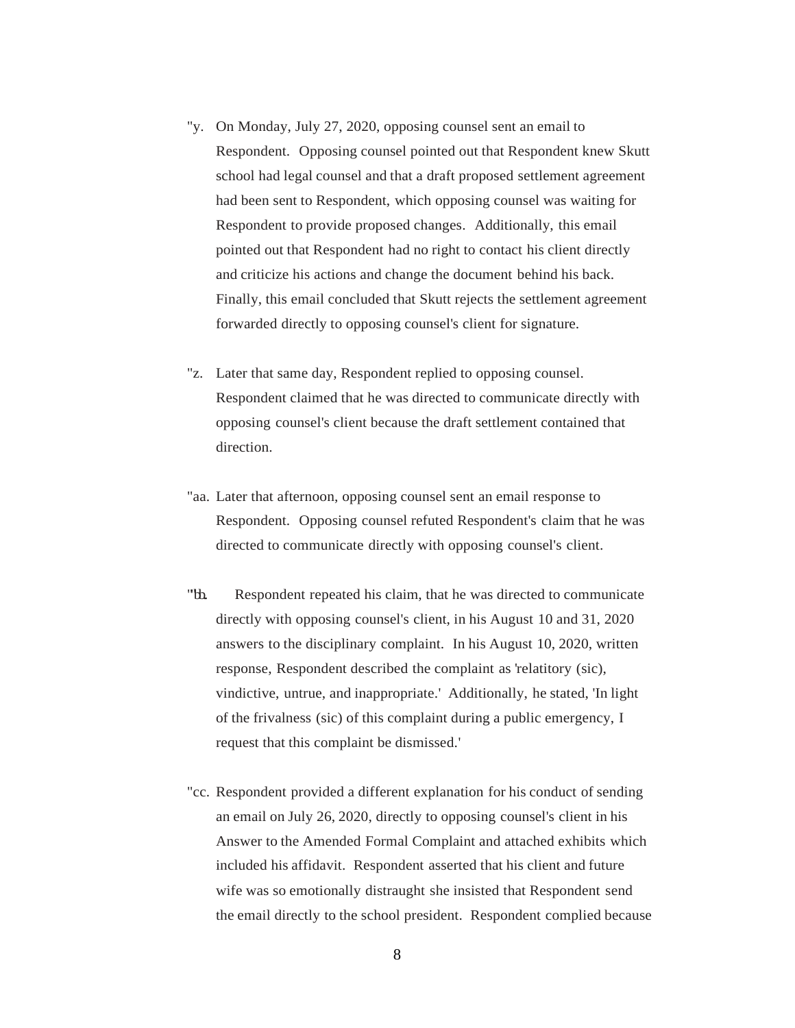"y. On Monday, July 27, 2020, opposing counsel sent an email to Respondent. Opposing counsel pointed out that Respondent knew Skutt school had legal counsel and that a draft proposed settlement agreement had been sent to Respondent, which opposing counsel was waiting for Respondent to provide proposed changes. Additionally, this email pointed out that Respondent had no right to contact his client directly and criticize his actions and change the document behind his back. Finally, this email concluded that Skutt rejects the settlement agreement forwarded directly to opposing counsel's client for signature.

"z. Later that same day, Respondent replied to opposing counsel. Respondent claimed that he was directed to communicate directly with opposing counsel's client because the draft settlement contained that direction.

"aa. Later that afternoon, opposing counsel sent an email response to Respondent. Opposing counsel refuted Respondent's claim that he was directed to communicate directly with opposing counsel's client.

"bb. Respondent repeated his claim, that he was directed to communicate directly with opposing counsel's client, in his August 10 and 31, 2020 answers to the disciplinary complaint. In his August 10, 2020, written response, Respondent described the complaint as 'relatitory (sic), vindictive, untrue, and inappropriate.' Additionally, he stated, 'In light of the frivalness (sic) of this complaint during a public emergency, I request that this complaint be dismissed.'

"cc. Respondent provided a different explanation for his conduct of sending an email on July 26, 2020, directly to opposing counsel's client in his Answer to the Amended Formal Complaint and attached exhibits which included his affidavit. Respondent asserted that his client and future wife was so emotionally distraught she insisted that Respondent send the email directly to the school president. Respondent complied because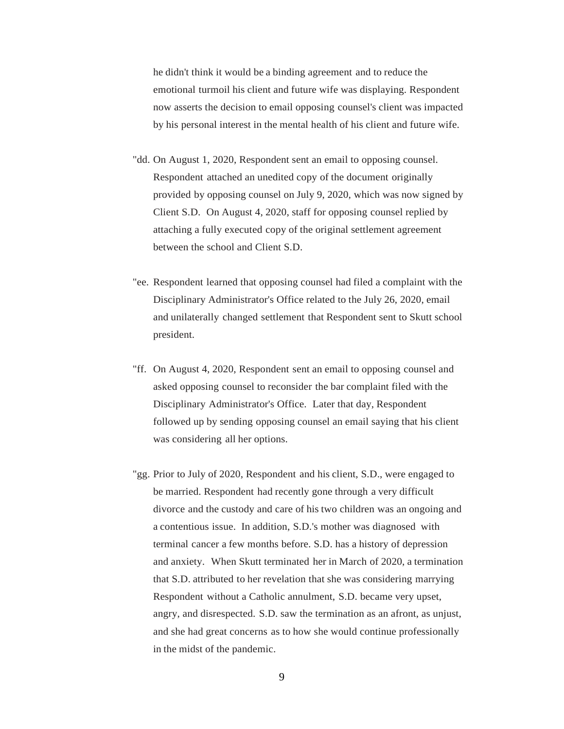he didn't think it would be a binding agreement and to reduce the emotional turmoil his client and future wife was displaying. Respondent now asserts the decision to email opposing counsel's client was impacted by his personal interest in the mental health of his client and future wife.

"dd. On August 1, 2020, Respondent sent an email to opposing counsel. Respondent attached an unedited copy of the document originally provided by opposing counsel on July 9, 2020, which was now signed by Client S.D. On August 4, 2020, staff for opposing counsel replied by attaching a fully executed copy of the original settlement agreement between the school and Client S.D.

"ee. Respondent learned that opposing counsel had filed a complaint with the Disciplinary Administrator's Office related to the July 26, 2020, email and unilaterally changed settlement that Respondent sent to Skutt school president.

"ff. On August 4, 2020, Respondent sent an email to opposing counsel and asked opposing counsel to reconsider the bar complaint filed with the Disciplinary Administrator's Office. Later that day, Respondent followed up by sending opposing counsel an email saying that his client was considering all her options.

"gg. Prior to July of 2020, Respondent and his client, S.D., were engaged to be married. Respondent had recently gone through a very difficult divorce and the custody and care of his two children was an ongoing and a contentious issue. In addition, S.D.'s mother was diagnosed with terminal cancer a few months before. S.D. has a history of depression and anxiety. When Skutt terminated her in March of 2020, a termination that S.D. attributed to her revelation that she was considering marrying Respondent without a Catholic annulment, S.D. became very upset, angry, and disrespected. S.D. saw the termination as an afront, as unjust, and she had great concerns as to how she would continue professionally in the midst of the pandemic.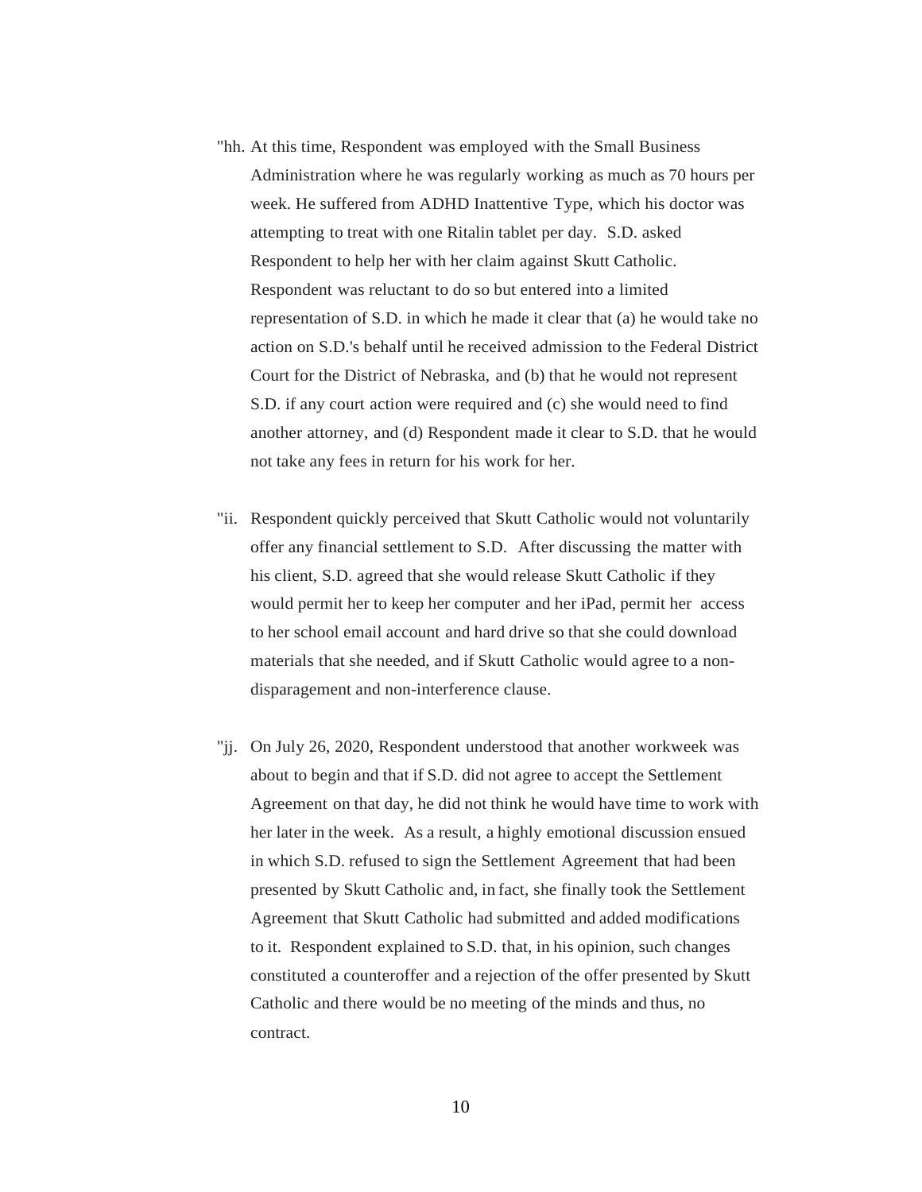"hh. At this time, Respondent was employed with the Small Business Administration where he was regularly working as much as 70 hours per week. He suffered from ADHD Inattentive Type, which his doctor was attempting to treat with one Ritalin tablet per day. S.D. asked Respondent to help her with her claim against Skutt Catholic. Respondent was reluctant to do so but entered into a limited representation of S.D. in which he made it clear that (a) he would take no action on S.D.'s behalf until he received admission to the Federal District Court for the District of Nebraska, and (b) that he would not represent S.D. if any court action were required and (c) she would need to find another attorney, and (d) Respondent made it clear to S.D. that he would not take any fees in return for his work for her.

"ii. Respondent quickly perceived that Skutt Catholic would not voluntarily offer any financial settlement to S.D. After discussing the matter with his client, S.D. agreed that she would release Skutt Catholic if they would permit her to keep her computer and her iPad, permit her access to her school email account and hard drive so that she could download materials that she needed, and if Skutt Catholic would agree to a non-disparagement and non-interference clause.

"jj. On July 26, 2020, Respondent understood that another workweek was about to begin and that if S.D. did not agree to accept the Settlement Agreement on that day, he did not think he would have time to work with her later in the week. As a result, a highly emotional discussion ensued in which S.D. refused to sign the Settlement Agreement that had been presented by Skutt Catholic and, in fact, she finally took the Settlement Agreement that Skutt Catholic had submitted and added modifications to it. Respondent explained to S.D. that, in his opinion, such changes constituted a counteroffer and a rejection of the offer presented by Skutt Catholic and there would be no meeting of the minds and thus, no contract.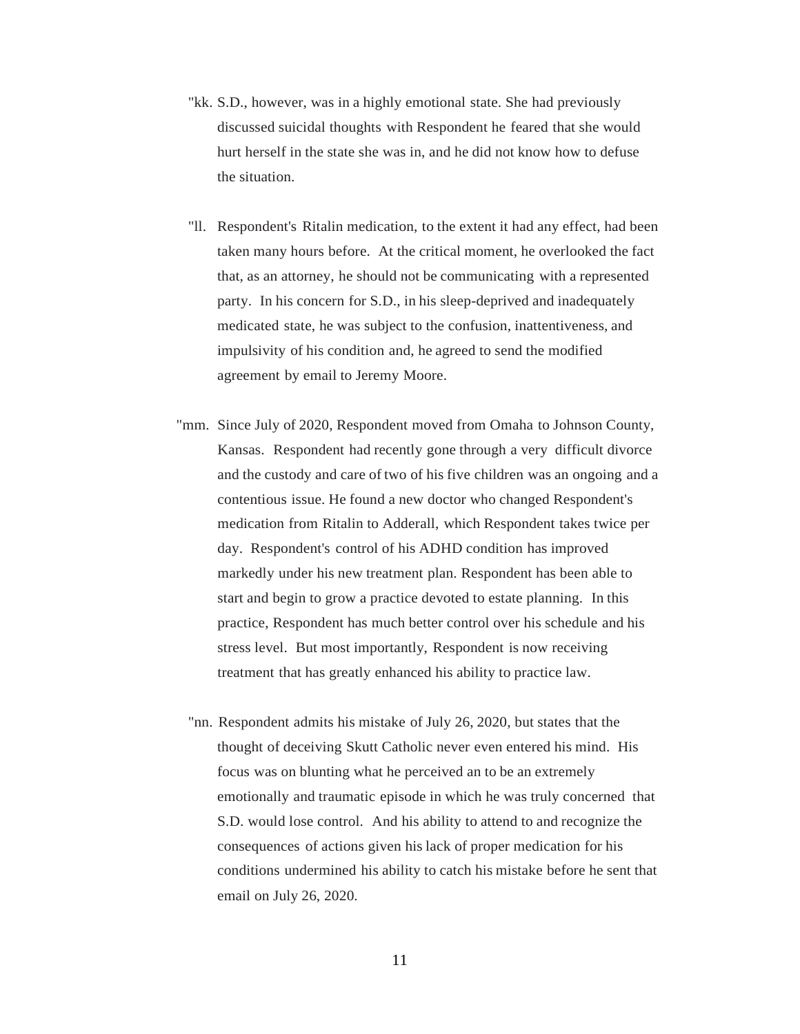"kk. S.D., however, was in a highly emotional state. She had previously discussed suicidal thoughts with Respondent he feared that she would hurt herself in the state she was in, and he did not know how to defuse the situation.

"ll. Respondent's Ritalin medication, to the extent it had any effect, had been taken many hours before. At the critical moment, he overlooked the fact that, as an attorney, he should not be communicating with a represented party. In his concern for S.D., in his sleep-deprived and inadequately medicated state, he was subject to the confusion, inattentiveness, and impulsivity of his condition and, he agreed to send the modified agreement by email to Jeremy Moore.

"mm. Since July of 2020, Respondent moved from Omaha to Johnson County, Kansas. Respondent had recently gone through a very difficult divorce and the custody and care of two of his five children was an ongoing and a contentious issue. He found a new doctor who changed Respondent's medication from Ritalin to Adderall, which Respondent takes twice per day. Respondent's control of his ADHD condition has improved markedly under his new treatment plan. Respondent has been able to start and begin to grow a practice devoted to estate planning. In this practice, Respondent has much better control over his schedule and his stress level. But most importantly, Respondent is now receiving treatment that has greatly enhanced his ability to practice law.

"nn. Respondent admits his mistake of July 26, 2020, but states that the thought of deceiving Skutt Catholic never even entered his mind. His focus was on blunting what he perceived an to be an extremely emotionally and traumatic episode in which he was truly concerned that S.D. would lose control. And his ability to attend to and recognize the consequences of actions given his lack of proper medication for his conditions undermined his ability to catch his mistake before he sent that email on July 26, 2020.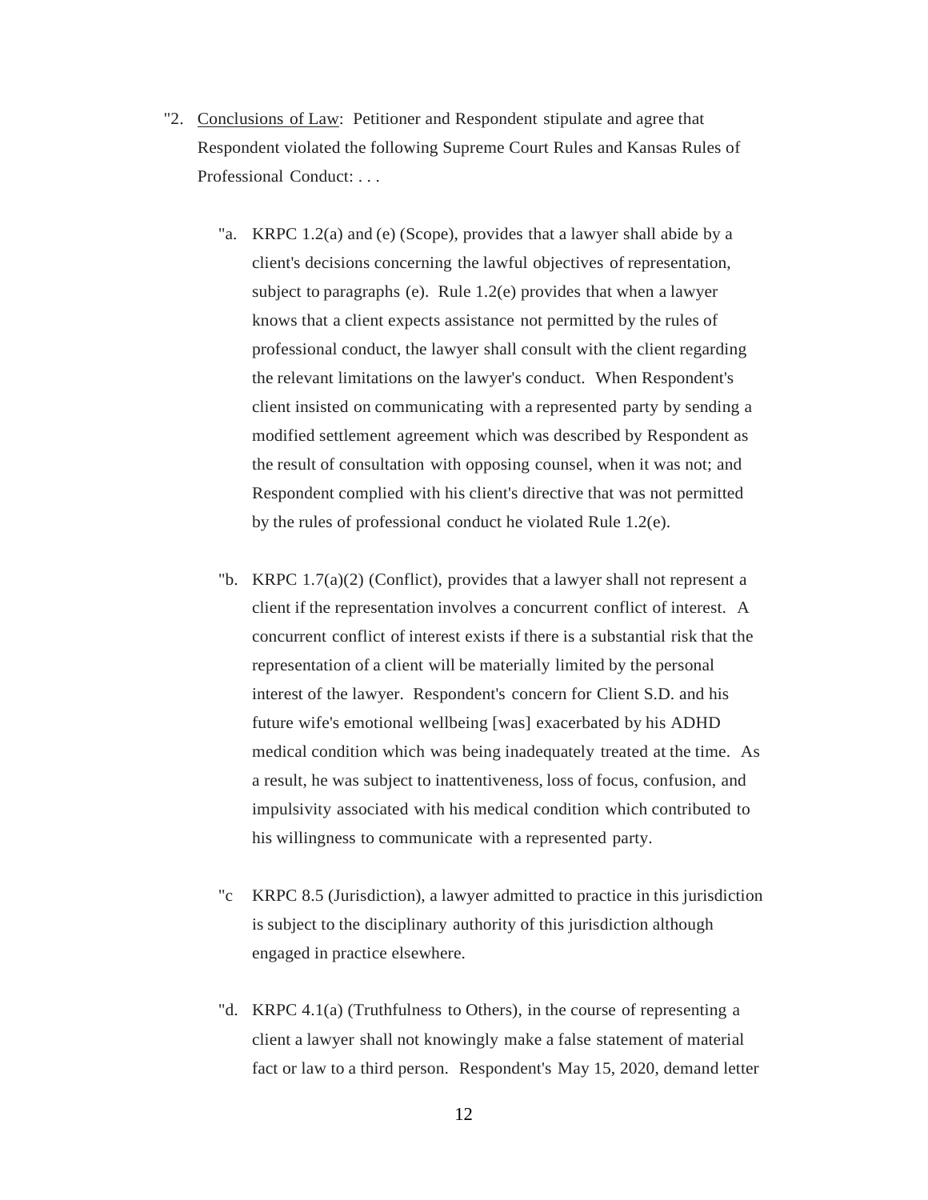"2. Conclusions of Law: Petitioner and Respondent stipulate and agree that Respondent violated the following Supreme Court Rules and Kansas Rules of Professional Conduct: . . .

"a. KRPC 1.2(a) and (e) (Scope), provides that a lawyer shall abide by a client's decisions concerning the lawful objectives of representation, subject to paragraphs (e). Rule 1.2(e) provides that when a lawyer knows that a client expects assistance not permitted by the rules of professional conduct, the lawyer shall consult with the client regarding the relevant limitations on the lawyer's conduct. When Respondent's client insisted on communicating with a represented party by sending a modified settlement agreement which was described by Respondent as the result of consultation with opposing counsel, when it was not; and Respondent complied with his client's directive that was not permitted by the rules of professional conduct he violated Rule 1.2(e).

"b. KRPC 1.7(a)(2) (Conflict), provides that a lawyer shall not represent a client if the representation involves a concurrent conflict of interest. A concurrent conflict of interest exists if there is a substantial risk that the representation of a client will be materially limited by the personal interest of the lawyer. Respondent's concern for Client S.D. and his future wife's emotional wellbeing [was] exacerbated by his ADHD medical condition which was being inadequately treated at the time. As a result, he was subject to inattentiveness, loss of focus, confusion, and impulsivity associated with his medical condition which contributed to his willingness to communicate with a represented party.

"c KRPC 8.5 (Jurisdiction), a lawyer admitted to practice in this jurisdiction is subject to the disciplinary authority of this jurisdiction although engaged in practice elsewhere.

"d. KRPC 4.1(a) (Truthfulness to Others), in the course of representing a client a lawyer shall not knowingly make a false statement of material fact or law to a third person. Respondent's May 15, 2020, demand letter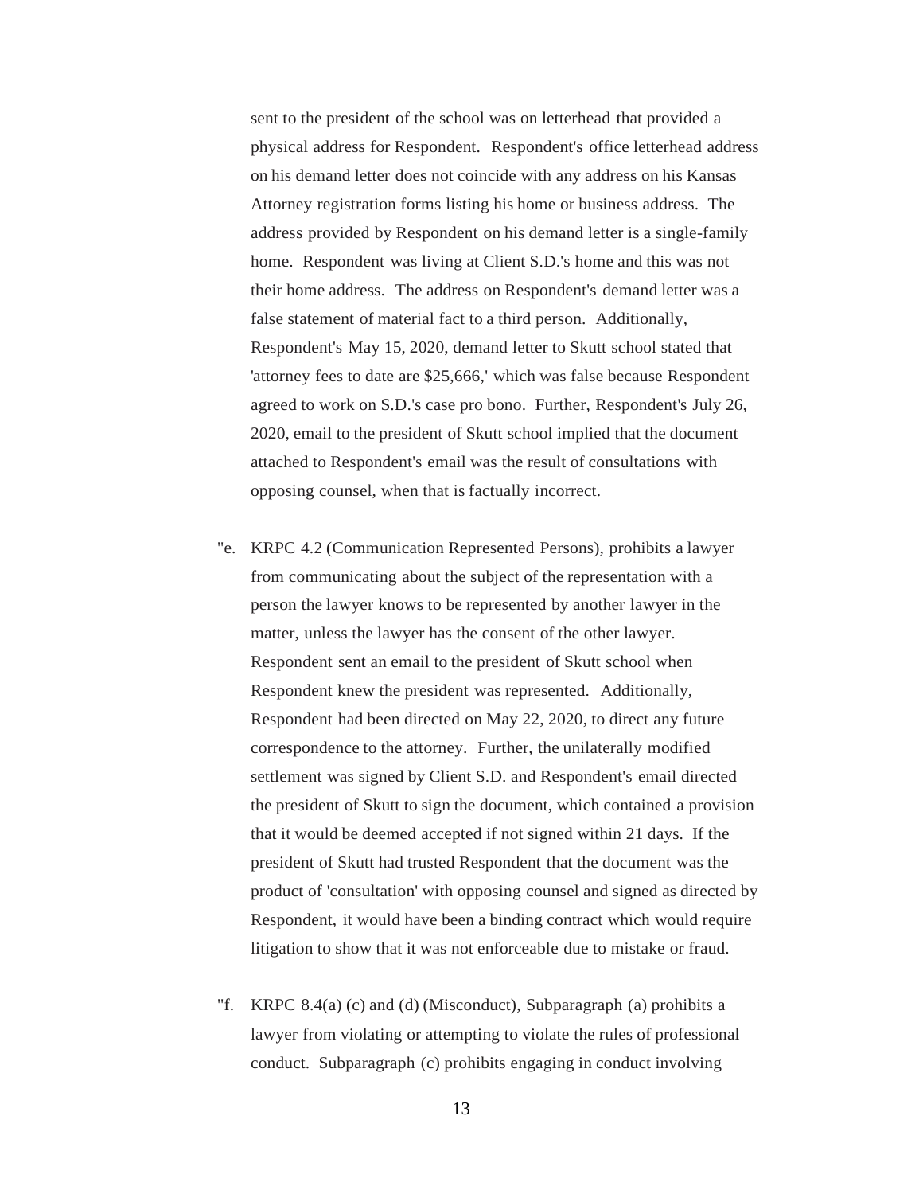sent to the president of the school was on letterhead that provided a physical address for Respondent. Respondent's office letterhead address on his demand letter does not coincide with any address on his Kansas Attorney registration forms listing his home or business address. The address provided by Respondent on his demand letter is a single-family home. Respondent was living at Client S.D.'s home and this was not their home address. The address on Respondent's demand letter was a false statement of material fact to a third person. Additionally, Respondent's May 15, 2020, demand letter to Skutt school stated that 'attorney fees to date are $25,666,' which was false because Respondent agreed to work on S.D.'s case pro bono. Further, Respondent's July 26, 2020, email to the president of Skutt school implied that the document attached to Respondent's email was the result of consultations with opposing counsel, when that is factually incorrect.

"e. KRPC 4.2 (Communication Represented Persons), prohibits a lawyer from communicating about the subject of the representation with a person the lawyer knows to be represented by another lawyer in the matter, unless the lawyer has the consent of the other lawyer. Respondent sent an email to the president of Skutt school when Respondent knew the president was represented. Additionally, Respondent had been directed on May 22, 2020, to direct any future correspondence to the attorney. Further, the unilaterally modified settlement was signed by Client S.D. and Respondent's email directed the president of Skutt to sign the document, which contained a provision that it would be deemed accepted if not signed within 21 days. If the president of Skutt had trusted Respondent that the document was the product of 'consultation' with opposing counsel and signed as directed by Respondent, it would have been a binding contract which would require litigation to show that it was not enforceable due to mistake or fraud.

"f. KRPC 8.4(a) (c) and (d) (Misconduct), Subparagraph (a) prohibits a lawyer from violating or attempting to violate the rules of professional conduct. Subparagraph (c) prohibits engaging in conduct involving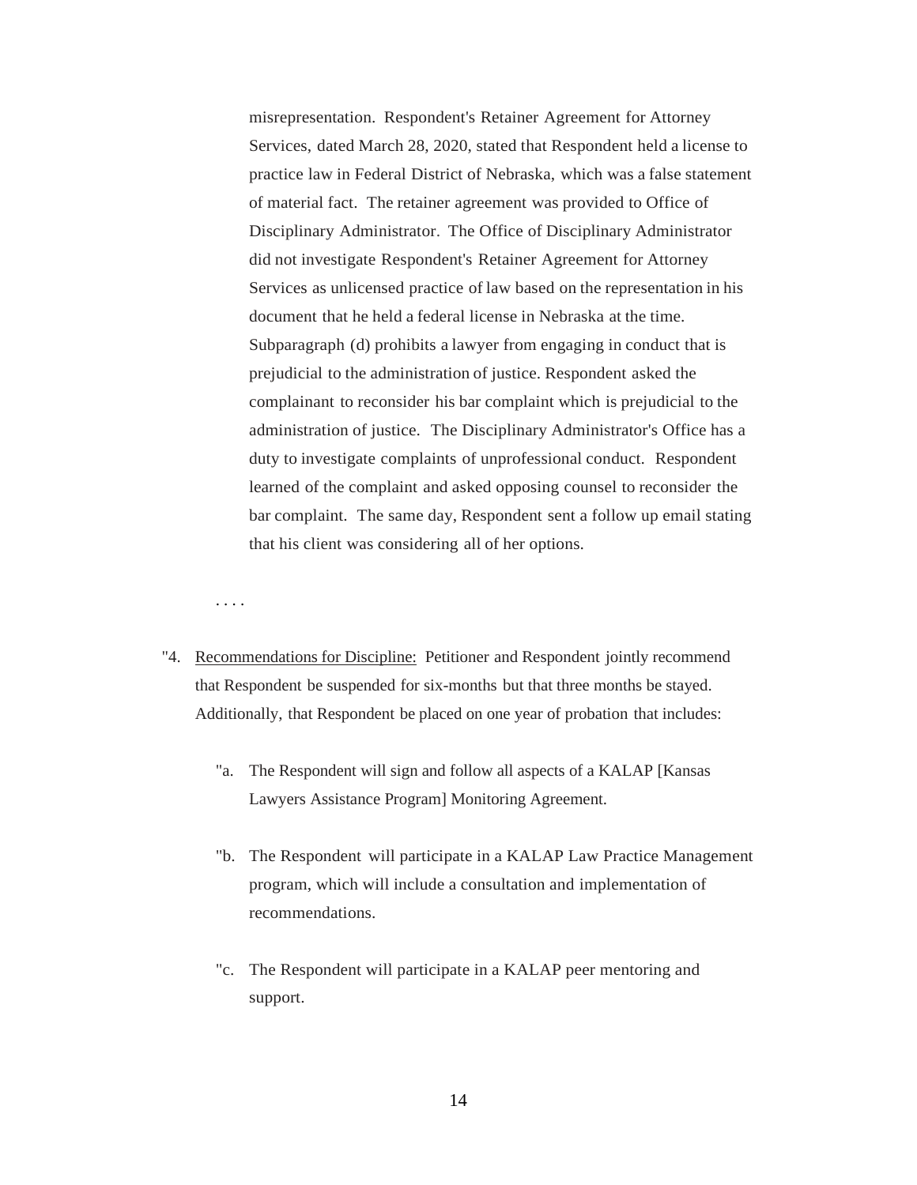misrepresentation. Respondent's Retainer Agreement for Attorney Services, dated March 28, 2020, stated that Respondent held a license to practice law in Federal District of Nebraska, which was a false statement of material fact. The retainer agreement was provided to Office of Disciplinary Administrator. The Office of Disciplinary Administrator did not investigate Respondent's Retainer Agreement for Attorney Services as unlicensed practice of law based on the representation in his document that he held a federal license in Nebraska at the time. Subparagraph (d) prohibits a lawyer from engaging in conduct that is prejudicial to the administration of justice. Respondent asked the complainant to reconsider his bar complaint which is prejudicial to the administration of justice. The Disciplinary Administrator's Office has a duty to investigate complaints of unprofessional conduct. Respondent learned of the complaint and asked opposing counsel to reconsider the bar complaint. The same day, Respondent sent a follow up email stating that his client was considering all of her options.

. . . .

"4. Recommendations for Discipline: Petitioner and Respondent jointly recommend that Respondent be suspended for six-months but that three months be stayed. Additionally, that Respondent be placed on one year of probation that includes:

"a. The Respondent will sign and follow all aspects of a KALAP [Kansas Lawyers Assistance Program] Monitoring Agreement.

"b. The Respondent will participate in a KALAP Law Practice Management program, which will include a consultation and implementation of recommendations.

"c. The Respondent will participate in a KALAP peer mentoring and support.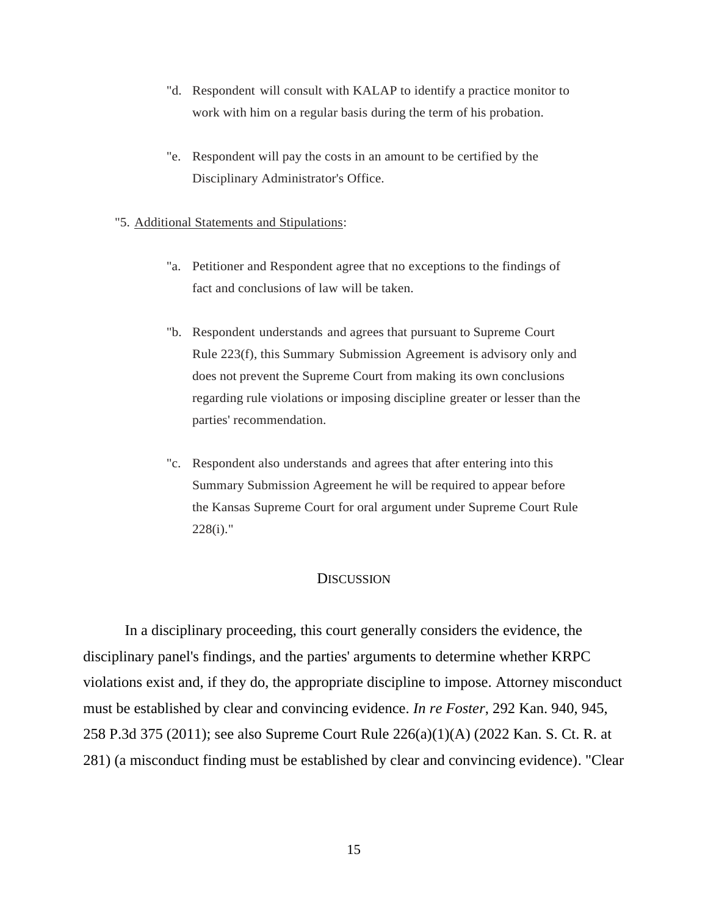"d. Respondent will consult with KALAP to identify a practice monitor to work with him on a regular basis during the term of his probation.

"e. Respondent will pay the costs in an amount to be certified by the Disciplinary Administrator's Office.

"5. Additional Statements and Stipulations:

"a. Petitioner and Respondent agree that no exceptions to the findings of fact and conclusions of law will be taken.

"b. Respondent understands and agrees that pursuant to Supreme Court Rule 223(f), this Summary Submission Agreement is advisory only and does not prevent the Supreme Court from making its own conclusions regarding rule violations or imposing discipline greater or lesser than the parties' recommendation.

"c. Respondent also understands and agrees that after entering into this Summary Submission Agreement he will be required to appear before the Kansas Supreme Court for oral argument under Supreme Court Rule 228(i)."

## DISCUSSION

In a disciplinary proceeding, this court generally considers the evidence, the disciplinary panel's findings, and the parties' arguments to determine whether KRPC violations exist and, if they do, the appropriate discipline to impose. Attorney misconduct must be established by clear and convincing evidence. *In re Foster*, 292 Kan. 940, 945, 258 P.3d 375 (2011); see also Supreme Court Rule 226(a)(1)(A) (2022 Kan. S. Ct. R. at 281) (a misconduct finding must be established by clear and convincing evidence). "Clear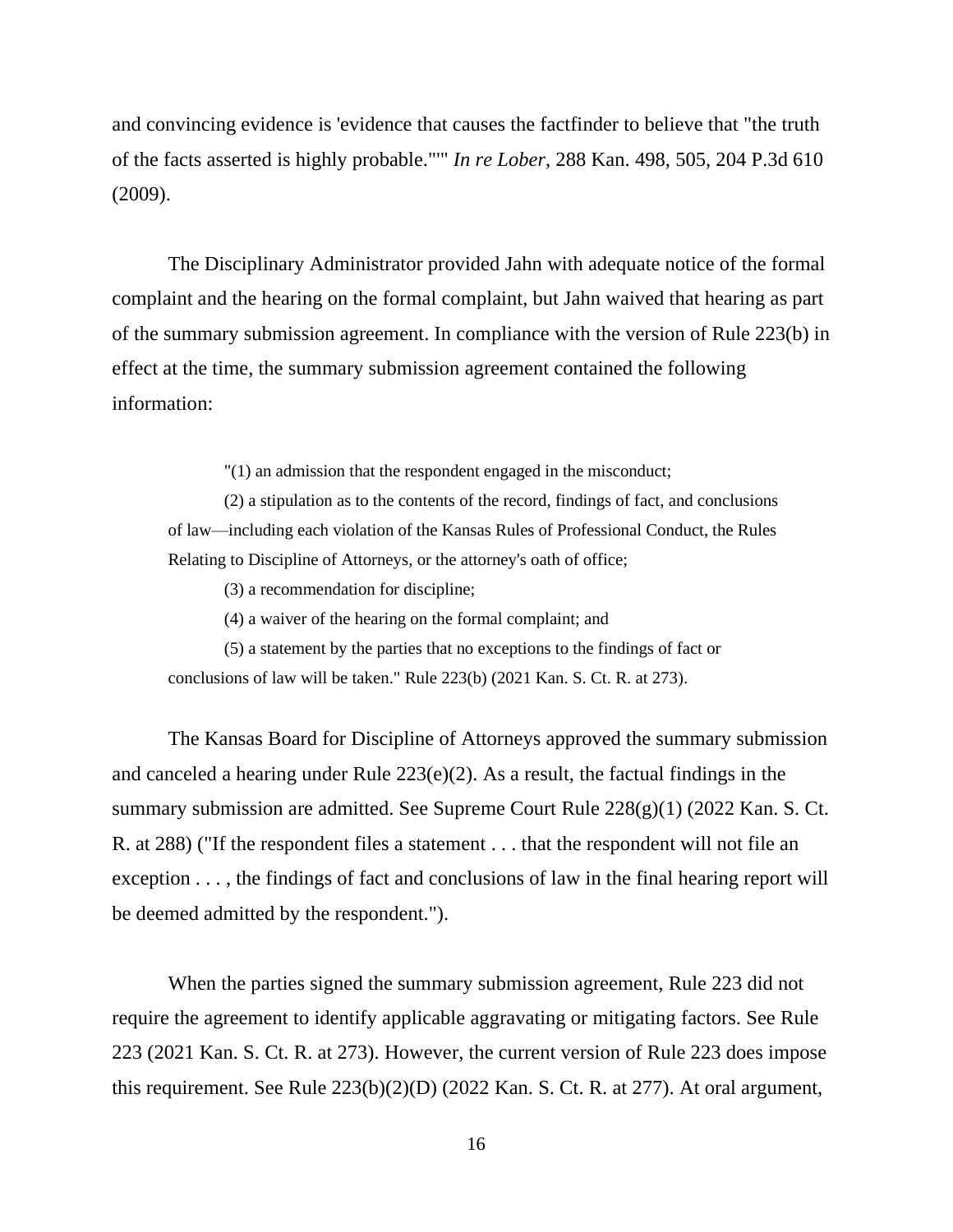and convincing evidence is 'evidence that causes the factfinder to believe that "the truth of the facts asserted is highly probable."'" *In re Lober*, 288 Kan. 498, 505, 204 P.3d 610 (2009).

The Disciplinary Administrator provided Jahn with adequate notice of the formal complaint and the hearing on the formal complaint, but Jahn waived that hearing as part of the summary submission agreement. In compliance with the version of Rule 223(b) in effect at the time, the summary submission agreement contained the following information:

> "(1) an admission that the respondent engaged in the misconduct;
>
> (2) a stipulation as to the contents of the record, findings of fact, and conclusions of law—including each violation of the Kansas Rules of Professional Conduct, the Rules Relating to Discipline of Attorneys, or the attorney's oath of office;
>
> (3) a recommendation for discipline;
>
> (4) a waiver of the hearing on the formal complaint; and
>
> (5) a statement by the parties that no exceptions to the findings of fact or conclusions of law will be taken." Rule 223(b) (2021 Kan. S. Ct. R. at 273).

The Kansas Board for Discipline of Attorneys approved the summary submission and canceled a hearing under Rule 223(e)(2). As a result, the factual findings in the summary submission are admitted. See Supreme Court Rule 228(g)(1) (2022 Kan. S. Ct. R. at 288) ("If the respondent files a statement . . . that the respondent will not file an exception . . . , the findings of fact and conclusions of law in the final hearing report will be deemed admitted by the respondent.").

When the parties signed the summary submission agreement, Rule 223 did not require the agreement to identify applicable aggravating or mitigating factors. See Rule 223 (2021 Kan. S. Ct. R. at 273). However, the current version of Rule 223 does impose this requirement. See Rule 223(b)(2)(D) (2022 Kan. S. Ct. R. at 277). At oral argument,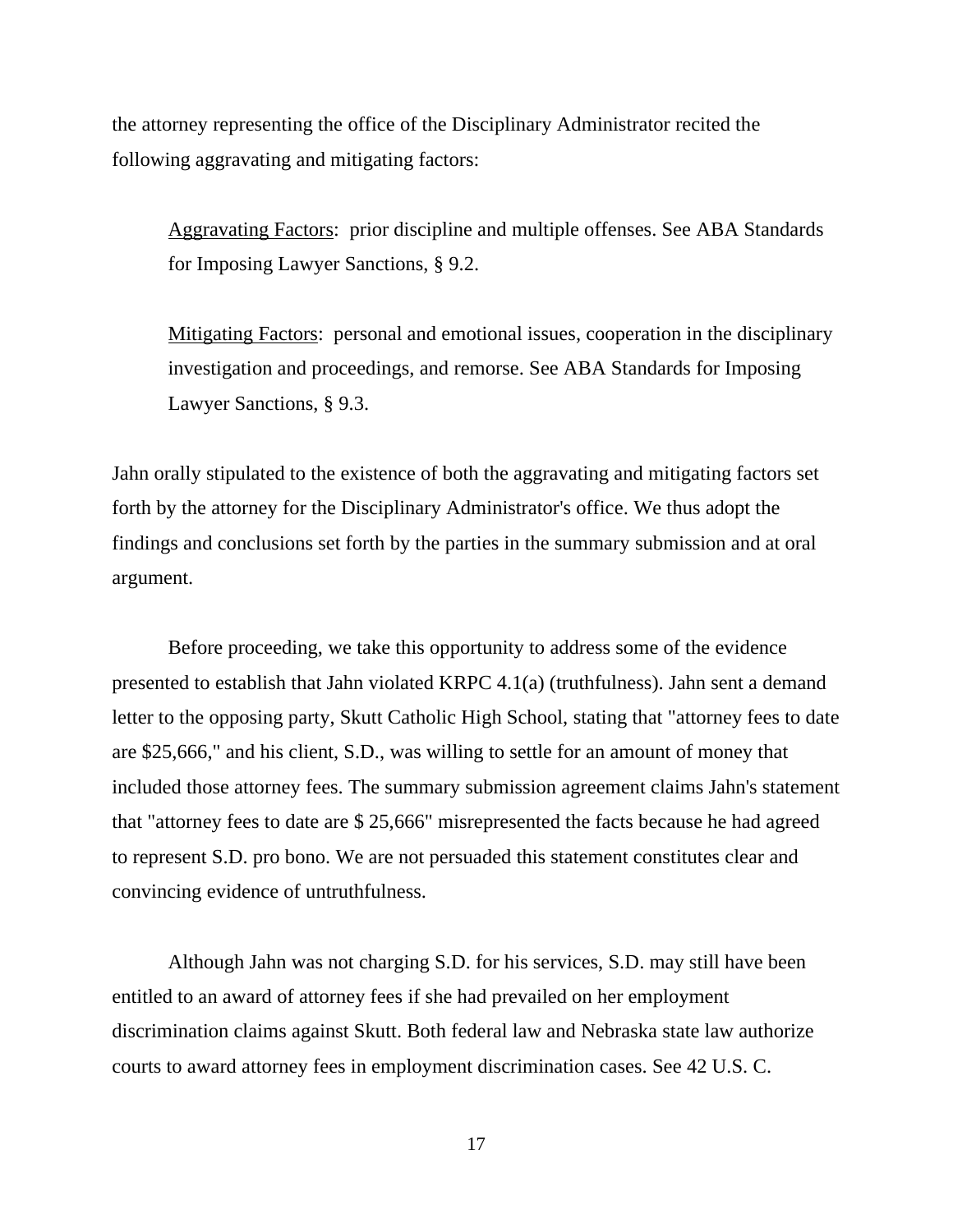the attorney representing the office of the Disciplinary Administrator recited the following aggravating and mitigating factors:

> Aggravating Factors: prior discipline and multiple offenses. See ABA Standards for Imposing Lawyer Sanctions, § 9.2.
>
> Mitigating Factors: personal and emotional issues, cooperation in the disciplinary investigation and proceedings, and remorse. See ABA Standards for Imposing Lawyer Sanctions, § 9.3.

Jahn orally stipulated to the existence of both the aggravating and mitigating factors set forth by the attorney for the Disciplinary Administrator's office. We thus adopt the findings and conclusions set forth by the parties in the summary submission and at oral argument.

Before proceeding, we take this opportunity to address some of the evidence presented to establish that Jahn violated KRPC 4.1(a) (truthfulness). Jahn sent a demand letter to the opposing party, Skutt Catholic High School, stating that "attorney fees to date are $25,666," and his client, S.D., was willing to settle for an amount of money that included those attorney fees. The summary submission agreement claims Jahn's statement that "attorney fees to date are $ 25,666" misrepresented the facts because he had agreed to represent S.D. pro bono. We are not persuaded this statement constitutes clear and convincing evidence of untruthfulness.

Although Jahn was not charging S.D. for his services, S.D. may still have been entitled to an award of attorney fees if she had prevailed on her employment discrimination claims against Skutt. Both federal law and Nebraska state law authorize courts to award attorney fees in employment discrimination cases. See 42 U.S. C.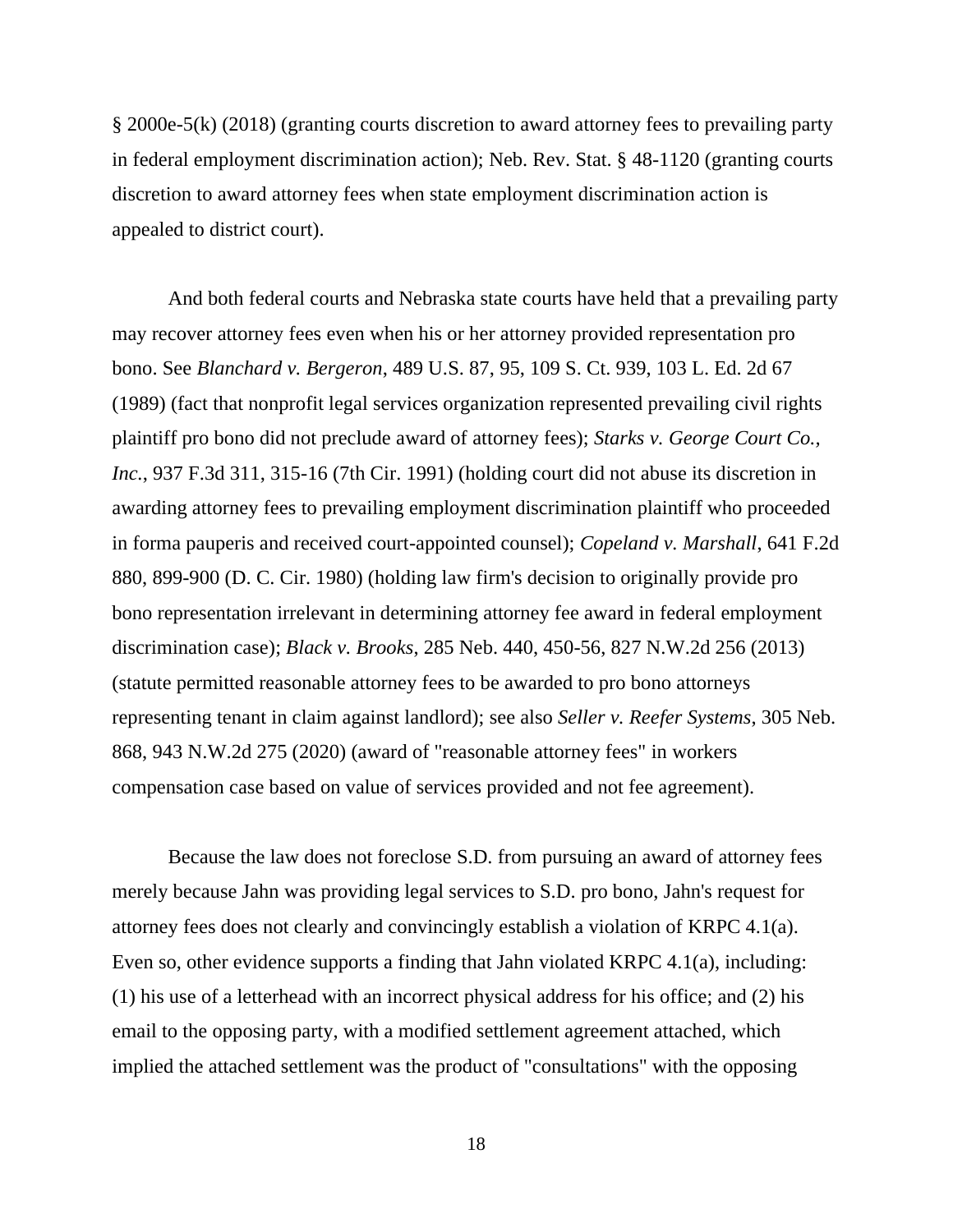§ 2000e-5(k) (2018) (granting courts discretion to award attorney fees to prevailing party in federal employment discrimination action); Neb. Rev. Stat. § 48-1120 (granting courts discretion to award attorney fees when state employment discrimination action is appealed to district court).

And both federal courts and Nebraska state courts have held that a prevailing party may recover attorney fees even when his or her attorney provided representation pro bono. See *Blanchard v. Bergeron*, 489 U.S. 87, 95, 109 S. Ct. 939, 103 L. Ed. 2d 67 (1989) (fact that nonprofit legal services organization represented prevailing civil rights plaintiff pro bono did not preclude award of attorney fees); *Starks v. George Court Co., Inc.*, 937 F.3d 311, 315-16 (7th Cir. 1991) (holding court did not abuse its discretion in awarding attorney fees to prevailing employment discrimination plaintiff who proceeded in forma pauperis and received court-appointed counsel); *Copeland v. Marshall*, 641 F.2d 880, 899-900 (D. C. Cir. 1980) (holding law firm's decision to originally provide pro bono representation irrelevant in determining attorney fee award in federal employment discrimination case); *Black v. Brooks*, 285 Neb. 440, 450-56, 827 N.W.2d 256 (2013) (statute permitted reasonable attorney fees to be awarded to pro bono attorneys representing tenant in claim against landlord); see also *Seller v. Reefer Systems*, 305 Neb. 868, 943 N.W.2d 275 (2020) (award of "reasonable attorney fees" in workers compensation case based on value of services provided and not fee agreement).

Because the law does not foreclose S.D. from pursuing an award of attorney fees merely because Jahn was providing legal services to S.D. pro bono, Jahn's request for attorney fees does not clearly and convincingly establish a violation of KRPC 4.1(a). Even so, other evidence supports a finding that Jahn violated KRPC 4.1(a), including: (1) his use of a letterhead with an incorrect physical address for his office; and (2) his email to the opposing party, with a modified settlement agreement attached, which implied the attached settlement was the product of "consultations" with the opposing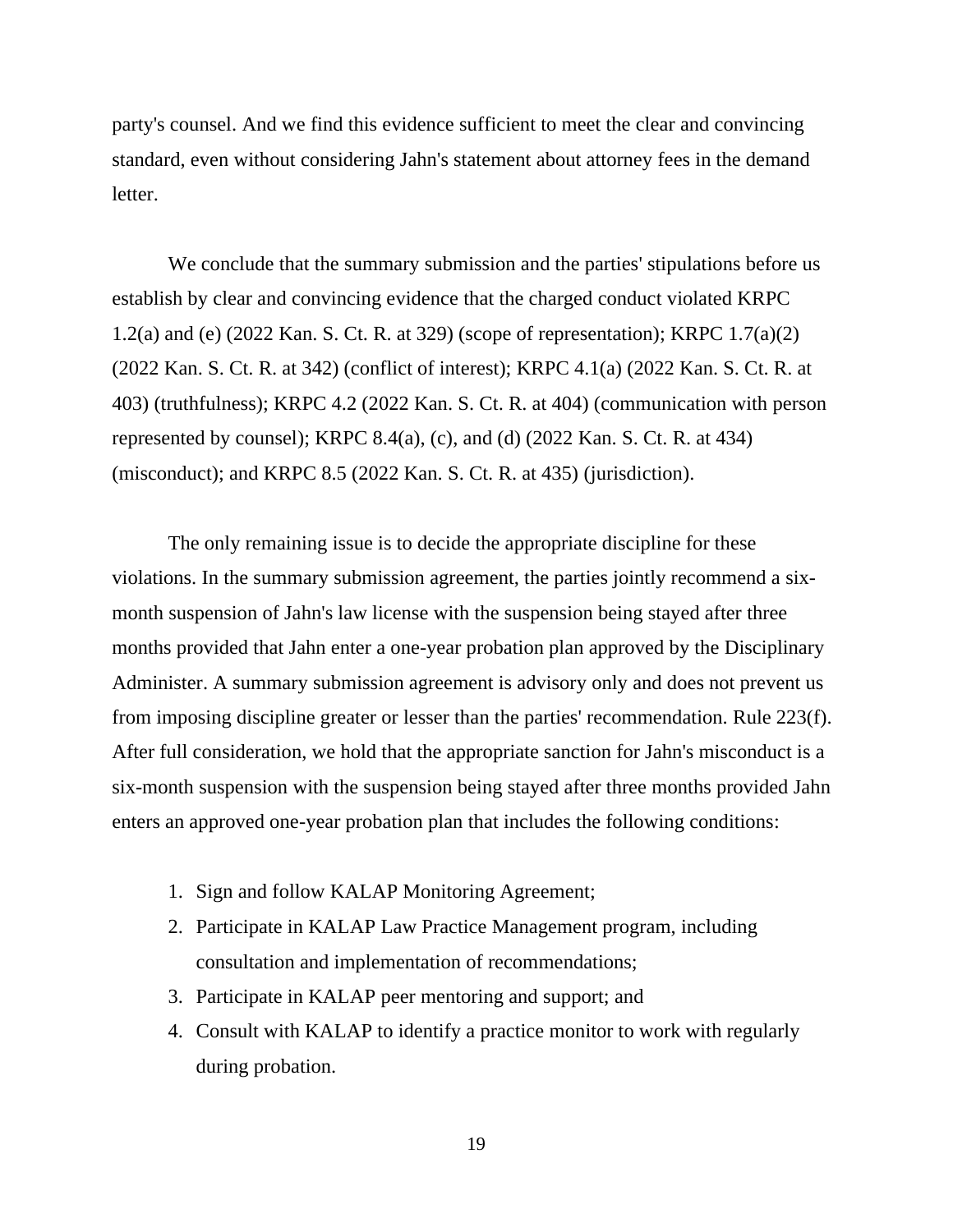party's counsel. And we find this evidence sufficient to meet the clear and convincing standard, even without considering Jahn's statement about attorney fees in the demand letter.

We conclude that the summary submission and the parties' stipulations before us establish by clear and convincing evidence that the charged conduct violated KRPC 1.2(a) and (e) (2022 Kan. S. Ct. R. at 329) (scope of representation); KRPC 1.7(a)(2) (2022 Kan. S. Ct. R. at 342) (conflict of interest); KRPC 4.1(a) (2022 Kan. S. Ct. R. at 403) (truthfulness); KRPC 4.2 (2022 Kan. S. Ct. R. at 404) (communication with person represented by counsel); KRPC 8.4(a), (c), and (d) (2022 Kan. S. Ct. R. at 434) (misconduct); and KRPC 8.5 (2022 Kan. S. Ct. R. at 435) (jurisdiction).

The only remaining issue is to decide the appropriate discipline for these violations. In the summary submission agreement, the parties jointly recommend a six-month suspension of Jahn's law license with the suspension being stayed after three months provided that Jahn enter a one-year probation plan approved by the Disciplinary Administer. A summary submission agreement is advisory only and does not prevent us from imposing discipline greater or lesser than the parties' recommendation. Rule 223(f). After full consideration, we hold that the appropriate sanction for Jahn's misconduct is a six-month suspension with the suspension being stayed after three months provided Jahn enters an approved one-year probation plan that includes the following conditions:

1. Sign and follow KALAP Monitoring Agreement;
2. Participate in KALAP Law Practice Management program, including consultation and implementation of recommendations;
3. Participate in KALAP peer mentoring and support; and
4. Consult with KALAP to identify a practice monitor to work with regularly during probation.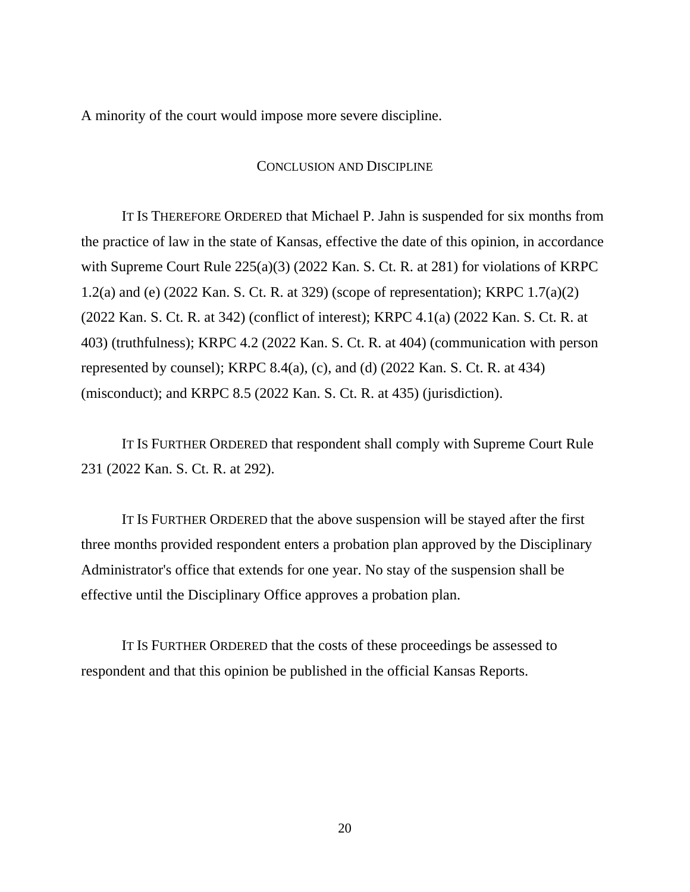A minority of the court would impose more severe discipline.

## CONCLUSION AND DISCIPLINE

IT IS THEREFORE ORDERED that Michael P. Jahn is suspended for six months from the practice of law in the state of Kansas, effective the date of this opinion, in accordance with Supreme Court Rule 225(a)(3) (2022 Kan. S. Ct. R. at 281) for violations of KRPC 1.2(a) and (e) (2022 Kan. S. Ct. R. at 329) (scope of representation); KRPC 1.7(a)(2) (2022 Kan. S. Ct. R. at 342) (conflict of interest); KRPC 4.1(a) (2022 Kan. S. Ct. R. at 403) (truthfulness); KRPC 4.2 (2022 Kan. S. Ct. R. at 404) (communication with person represented by counsel); KRPC 8.4(a), (c), and (d) (2022 Kan. S. Ct. R. at 434) (misconduct); and KRPC 8.5 (2022 Kan. S. Ct. R. at 435) (jurisdiction).

IT IS FURTHER ORDERED that respondent shall comply with Supreme Court Rule 231 (2022 Kan. S. Ct. R. at 292).

IT IS FURTHER ORDERED that the above suspension will be stayed after the first three months provided respondent enters a probation plan approved by the Disciplinary Administrator's office that extends for one year. No stay of the suspension shall be effective until the Disciplinary Office approves a probation plan.

IT IS FURTHER ORDERED that the costs of these proceedings be assessed to respondent and that this opinion be published in the official Kansas Reports.